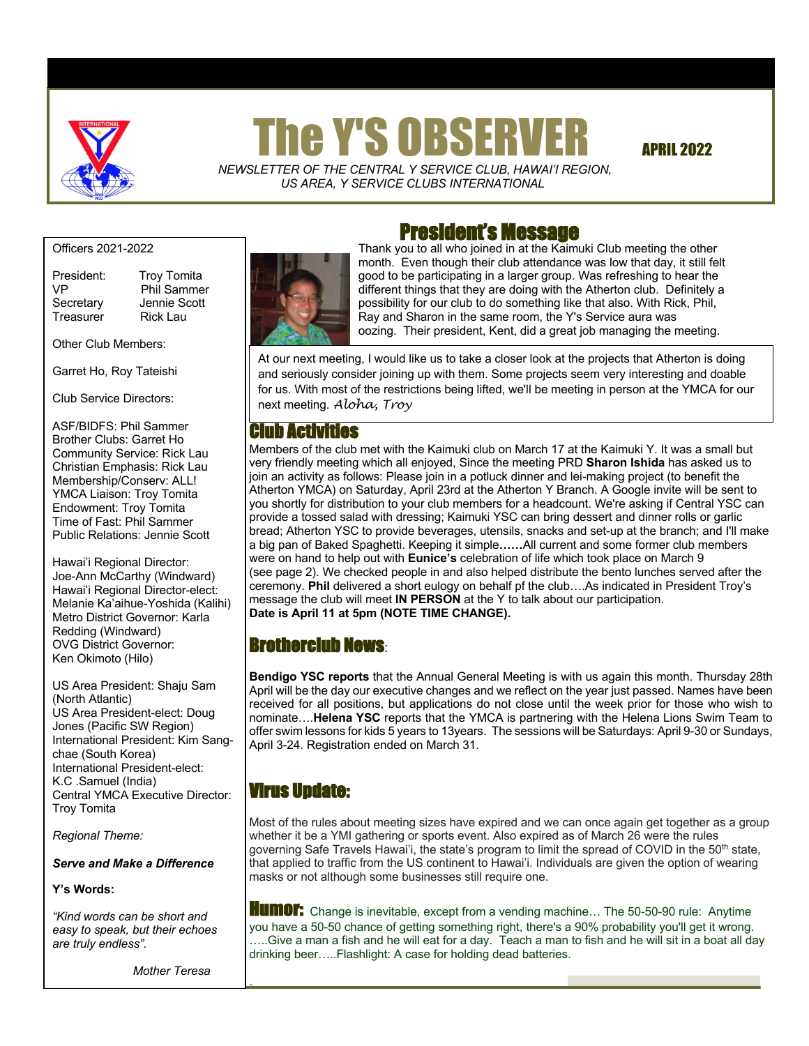# The Y'S OBSERVER

**APRIL 2022**

*NEWSLETTER OF THE CENTRAL Y SERVICE CLUB, HAWAI'I REGION, US AREA, Y SERVICE CLUBS INTERNATIONAL*

Officers 2021-2022

President: Troy Tomita
VP Phil Sammer
Secretary Jennie Scott
Treasurer Rick Lau

Other Club Members:

Garret Ho, Roy Tateishi

Club Service Directors:

ASF/BIDFS: Phil Sammer
Brother Clubs: Garret Ho
Community Service: Rick Lau
Christian Emphasis: Rick Lau
Membership/Conserv: ALL!
YMCA Liaison: Troy Tomita
Endowment: Troy Tomita
Time of Fast: Phil Sammer
Public Relations: Jennie Scott

Hawai'i Regional Director:
Joe-Ann McCarthy (Windward)
Hawai'i Regional Director-elect:
Melanie Ka'aihue-Yoshida (Kalihi)
Metro District Governor: Karla Redding (Windward)
OVG District Governor:
Ken Okimoto (Hilo)

US Area President: Shaju Sam (North Atlantic)
US Area President-elect: Doug Jones (Pacific SW Region)
International President: Kim Sang-chae (South Korea)
International President-elect:
K.C .Samuel (India)
Central YMCA Executive Director:
Troy Tomita

*Regional Theme:*

***Serve and Make a Difference***

**Y's Words:**

*"Kind words can be short and easy to speak, but their echoes are truly endless".*

*Mother Teresa*

## President's Message

Thank you to all who joined in at the Kaimuki Club meeting the other month. Even though their club attendance was low that day, it still felt good to be participating in a larger group. Was refreshing to hear the different things that they are doing with the Atherton club. Definitely a possibility for our club to do something like that also. With Rick, Phil, Ray and Sharon in the same room, the Y's Service aura was oozing. Their president, Kent, did a great job managing the meeting.

At our next meeting, I would like us to take a closer look at the projects that Atherton is doing and seriously consider joining up with them. Some projects seem very interesting and doable for us. With most of the restrictions being lifted, we'll be meeting in person at the YMCA for our next meeting. *Aloha, Troy*

## Club Activities

Members of the club met with the Kaimuki club on March 17 at the Kaimuki Y. It was a small but very friendly meeting which all enjoyed, Since the meeting PRD **Sharon Ishida** has asked us to join an activity as follows: Please join in a potluck dinner and lei-making project (to benefit the Atherton YMCA) on Saturday, April 23rd at the Atherton Y Branch. A Google invite will be sent to you shortly for distribution to your club members for a headcount. We're asking if Central YSC can provide a tossed salad with dressing; Kaimuki YSC can bring dessert and dinner rolls or garlic bread; Atherton YSC to provide beverages, utensils, snacks and set-up at the branch; and I'll make a big pan of Baked Spaghetti. Keeping it simple**……**All current and some former club members were on hand to help out with **Eunice's** celebration of life which took place on March 9 (see page 2). We checked people in and also helped distribute the bento lunches served after the ceremony. **Phil** delivered a short eulogy on behalf pf the club….As indicated in President Troy's message the club will meet **IN PERSON** at the Y to talk about our participation.
**Date is April 11 at 5pm (NOTE TIME CHANGE).**

## Brotherclub News:

**Bendigo YSC reports** that the Annual General Meeting is with us again this month. Thursday 28th April will be the day our executive changes and we reflect on the year just passed. Names have been received for all positions, but applications do not close until the week prior for those who wish to nominate….**Helena YSC** reports that the YMCA is partnering with the Helena Lions Swim Team to offer swim lessons for kids 5 years to 13years. The sessions will be Saturdays: April 9-30 or Sundays, April 3-24. Registration ended on March 31.

## Virus Update:

Most of the rules about meeting sizes have expired and we can once again get together as a group whether it be a YMI gathering or sports event. Also expired as of March 26 were the rules governing Safe Travels Hawai'i, the state's program to limit the spread of COVID in the 50th state, that applied to traffic from the US continent to Hawai'i. Individuals are given the option of wearing masks or not although some businesses still require one.

**Humor:** Change is inevitable, except from a vending machine… The 50-50-90 rule: Anytime you have a 50-50 chance of getting something right, there's a 90% probability you'll get it wrong. …..Give a man a fish and he will eat for a day. Teach a man to fish and he will sit in a boat all day drinking beer…..Flashlight: A case for holding dead batteries.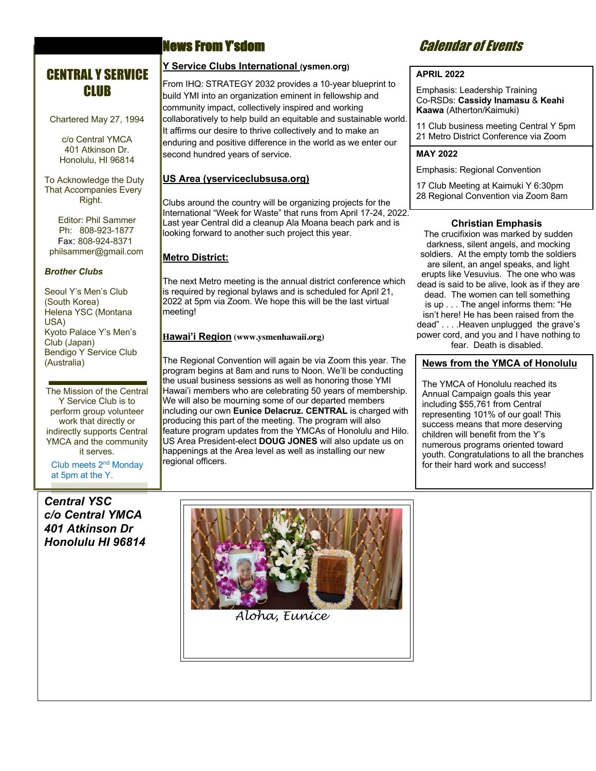# CENTRAL Y SERVICE CLUB

Chartered May 27, 1994

c/o Central YMCA
401 Atkinson Dr.
Honolulu, HI 96814

To Acknowledge the Duty That Accompanies Every Right.

Editor: Phil Sammer
Ph: 808-923-1877
Fax: 808-924-8371
philsammer@gmail.com

***Brother Clubs***

Seoul Y's Men's Club (South Korea)
Helena YSC (Montana USA)
Kyoto Palace Y's Men's Club (Japan)
Bendigo Y Service Club (Australia)

The Mission of the Central Y Service Club is to perform group volunteer work that directly or indirectly supports Central YMCA and the community it serves.

Club meets 2nd Monday at 5pm at the Y.

# News From Y'sdom

## Y Service Clubs International (ysmen.org)

From IHQ: STRATEGY 2032 provides a 10-year blueprint to build YMI into an organization eminent in fellowship and community impact, collectively inspired and working collaboratively to help build an equitable and sustainable world. It affirms our desire to thrive collectively and to make an enduring and positive difference in the world as we enter our second hundred years of service.

## US Area (yserviceclubsusa.org)

Clubs around the country will be organizing projects for the International "Week for Waste" that runs from April 17-24, 2022. Last year Central did a cleanup Ala Moana beach park and is looking forward to another such project this year.

## Metro District:

The next Metro meeting is the annual district conference which is required by regional bylaws and is scheduled for April 21, 2022 at 5pm via Zoom. We hope this will be the last virtual meeting!

## Hawai'i Region (www.ysmenhawaii.org)

The Regional Convention will again be via Zoom this year. The program begins at 8am and runs to Noon. We'll be conducting the usual business sessions as well as honoring those YMI Hawai'i members who are celebrating 50 years of membership. We will also be mourning some of our departed members including our own **Eunice Delacruz. CENTRAL** is charged with producing this part of the meeting. The program will also feature program updates from the YMCAs of Honolulu and Hilo. US Area President-elect **DOUG JONES** will also update us on happenings at the Area level as well as installing our new regional officers.

# Calendar of Events

**APRIL 2022**

Emphasis: Leadership Training
Co-RSDs: **Cassidy Inamasu** & **Keahi Kaawa** (Atherton/Kaimuki)

11 Club business meeting Central Y 5pm
21 Metro District Conference via Zoom

**MAY 2022**

Emphasis: Regional Convention

17 Club Meeting at Kaimuki Y 6:30pm
28 Regional Convention via Zoom 8am

## Christian Emphasis

The crucifixion was marked by sudden darkness, silent angels, and mocking soldiers. At the empty tomb the soldiers are silent, an angel speaks, and light erupts like Vesuvius. The one who was dead is said to be alive, look as if they are dead. The women can tell something is up . . . The angel informs them: "He isn't here! He has been raised from the dead" . . . .Heaven unplugged the grave's power cord, and you and I have nothing to fear. Death is disabled.

## News from the YMCA of Honolulu

The YMCA of Honolulu reached its Annual Campaign goals this year including $55,761 from Central representing 101% of our goal! This success means that more deserving children will benefit from the Y's numerous programs oriented toward youth. Congratulations to all the branches for their hard work and success!

***Central YSC***
***c/o Central YMCA***
***401 Atkinson Dr***
***Honolulu HI 96814***

*Aloha, Eunice*